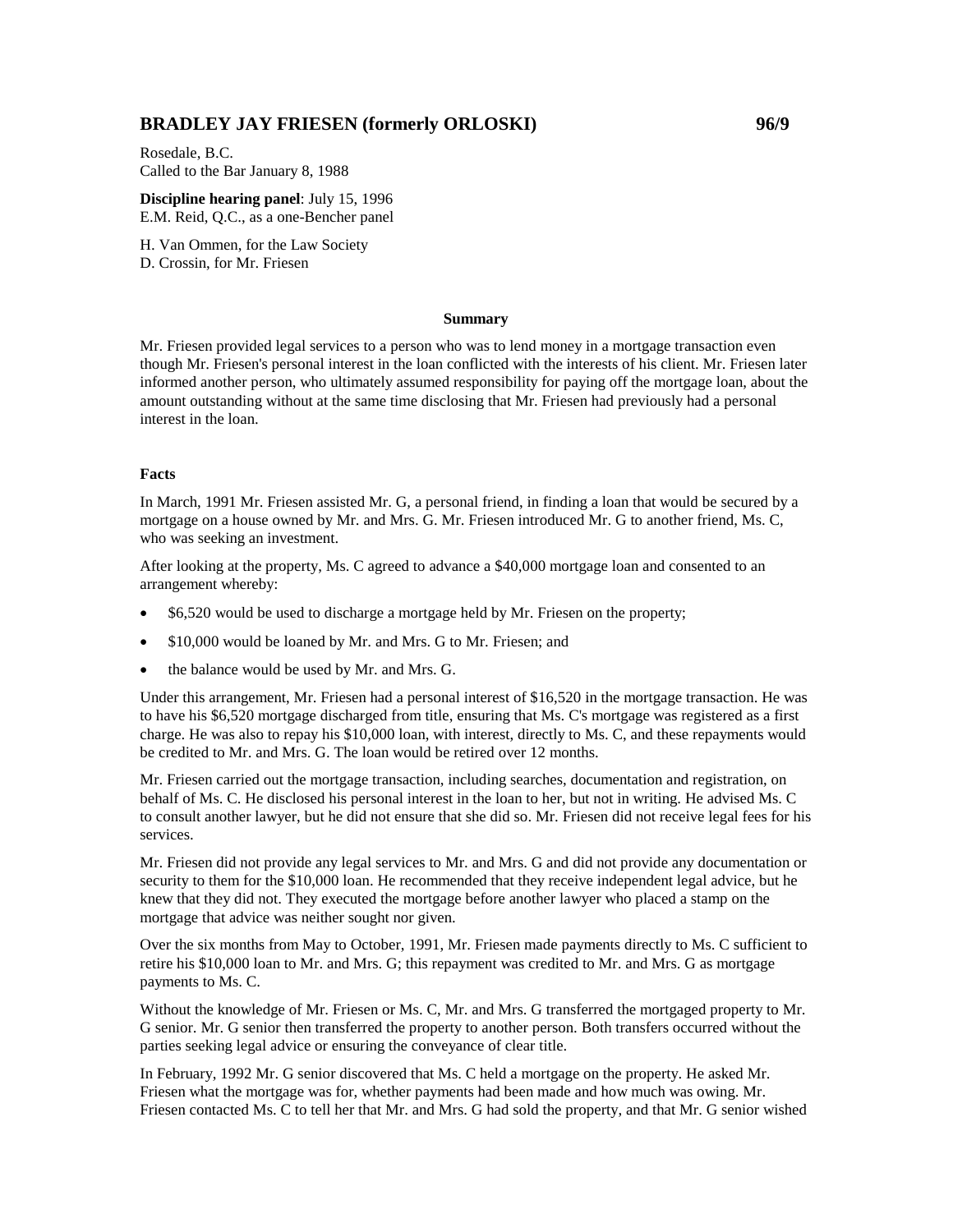## BRADLEY JAY FRIESEN (formerly ORLOSKI) 96/9

Rosedale, B.C.
Called to the Bar January 8, 1988

**Discipline hearing panel**: July 15, 1996
E.M. Reid, Q.C., as a one-Bencher panel

H. Van Ommen, for the Law Society
D. Crossin, for Mr. Friesen

**Summary**

Mr. Friesen provided legal services to a person who was to lend money in a mortgage transaction even though Mr. Friesen's personal interest in the loan conflicted with the interests of his client. Mr. Friesen later informed another person, who ultimately assumed responsibility for paying off the mortgage loan, about the amount outstanding without at the same time disclosing that Mr. Friesen had previously had a personal interest in the loan.

**Facts**

In March, 1991 Mr. Friesen assisted Mr. G, a personal friend, in finding a loan that would be secured by a mortgage on a house owned by Mr. and Mrs. G. Mr. Friesen introduced Mr. G to another friend, Ms. C, who was seeking an investment.

After looking at the property, Ms. C agreed to advance a $40,000 mortgage loan and consented to an arrangement whereby:

- $6,520 would be used to discharge a mortgage held by Mr. Friesen on the property;
- $10,000 would be loaned by Mr. and Mrs. G to Mr. Friesen; and
- the balance would be used by Mr. and Mrs. G.

Under this arrangement, Mr. Friesen had a personal interest of $16,520 in the mortgage transaction. He was to have his $6,520 mortgage discharged from title, ensuring that Ms. C's mortgage was registered as a first charge. He was also to repay his $10,000 loan, with interest, directly to Ms. C, and these repayments would be credited to Mr. and Mrs. G. The loan would be retired over 12 months.

Mr. Friesen carried out the mortgage transaction, including searches, documentation and registration, on behalf of Ms. C. He disclosed his personal interest in the loan to her, but not in writing. He advised Ms. C to consult another lawyer, but he did not ensure that she did so. Mr. Friesen did not receive legal fees for his services.

Mr. Friesen did not provide any legal services to Mr. and Mrs. G and did not provide any documentation or security to them for the $10,000 loan. He recommended that they receive independent legal advice, but he knew that they did not. They executed the mortgage before another lawyer who placed a stamp on the mortgage that advice was neither sought nor given.

Over the six months from May to October, 1991, Mr. Friesen made payments directly to Ms. C sufficient to retire his $10,000 loan to Mr. and Mrs. G; this repayment was credited to Mr. and Mrs. G as mortgage payments to Ms. C.

Without the knowledge of Mr. Friesen or Ms. C, Mr. and Mrs. G transferred the mortgaged property to Mr. G senior. Mr. G senior then transferred the property to another person. Both transfers occurred without the parties seeking legal advice or ensuring the conveyance of clear title.

In February, 1992 Mr. G senior discovered that Ms. C held a mortgage on the property. He asked Mr. Friesen what the mortgage was for, whether payments had been made and how much was owing. Mr. Friesen contacted Ms. C to tell her that Mr. and Mrs. G had sold the property, and that Mr. G senior wished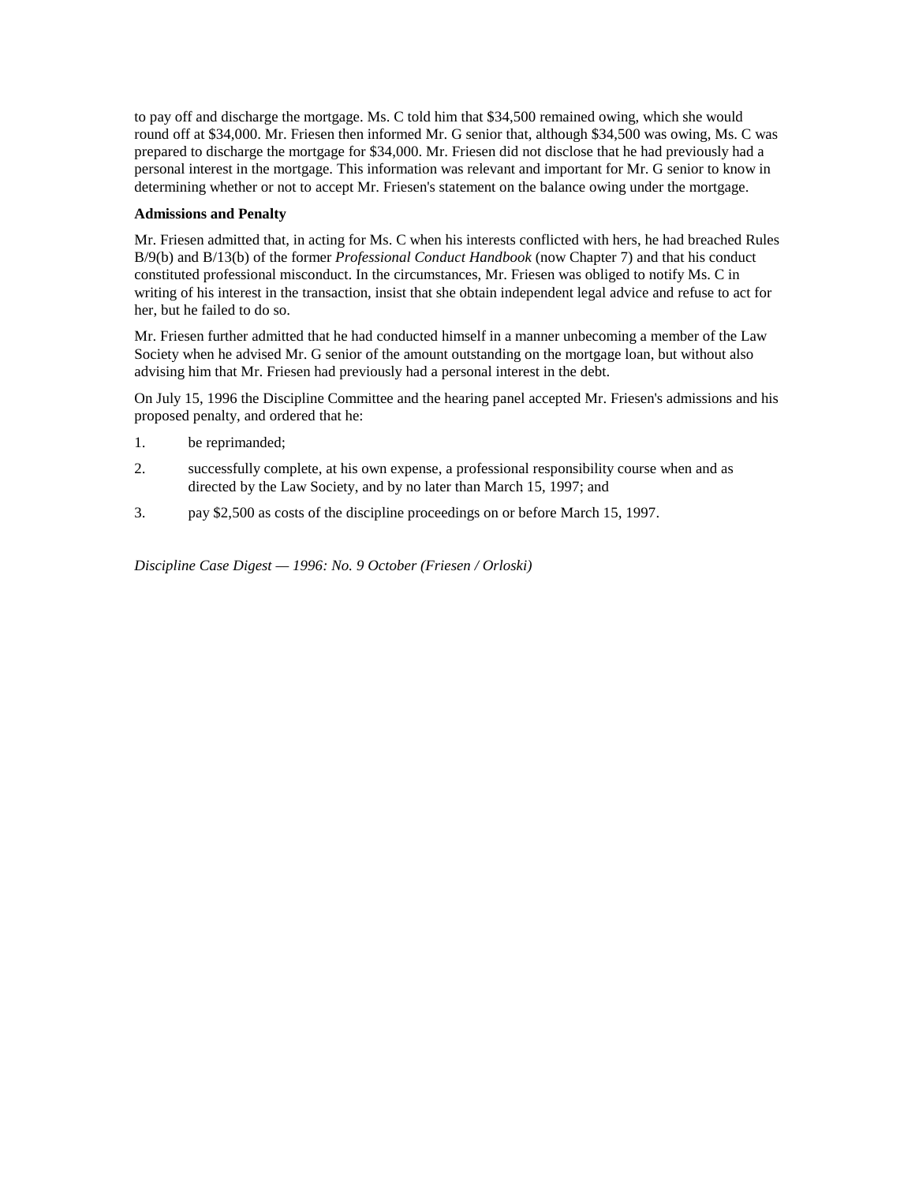to pay off and discharge the mortgage. Ms. C told him that $34,500 remained owing, which she would round off at $34,000. Mr. Friesen then informed Mr. G senior that, although $34,500 was owing, Ms. C was prepared to discharge the mortgage for $34,000. Mr. Friesen did not disclose that he had previously had a personal interest in the mortgage. This information was relevant and important for Mr. G senior to know in determining whether or not to accept Mr. Friesen's statement on the balance owing under the mortgage.

**Admissions and Penalty**

Mr. Friesen admitted that, in acting for Ms. C when his interests conflicted with hers, he had breached Rules B/9(b) and B/13(b) of the former *Professional Conduct Handbook* (now Chapter 7) and that his conduct constituted professional misconduct. In the circumstances, Mr. Friesen was obliged to notify Ms. C in writing of his interest in the transaction, insist that she obtain independent legal advice and refuse to act for her, but he failed to do so.

Mr. Friesen further admitted that he had conducted himself in a manner unbecoming a member of the Law Society when he advised Mr. G senior of the amount outstanding on the mortgage loan, but without also advising him that Mr. Friesen had previously had a personal interest in the debt.

On July 15, 1996 the Discipline Committee and the hearing panel accepted Mr. Friesen's admissions and his proposed penalty, and ordered that he:

1. be reprimanded;
2. successfully complete, at his own expense, a professional responsibility course when and as directed by the Law Society, and by no later than March 15, 1997; and
3. pay $2,500 as costs of the discipline proceedings on or before March 15, 1997.

*Discipline Case Digest — 1996: No. 9 October (Friesen / Orloski)*